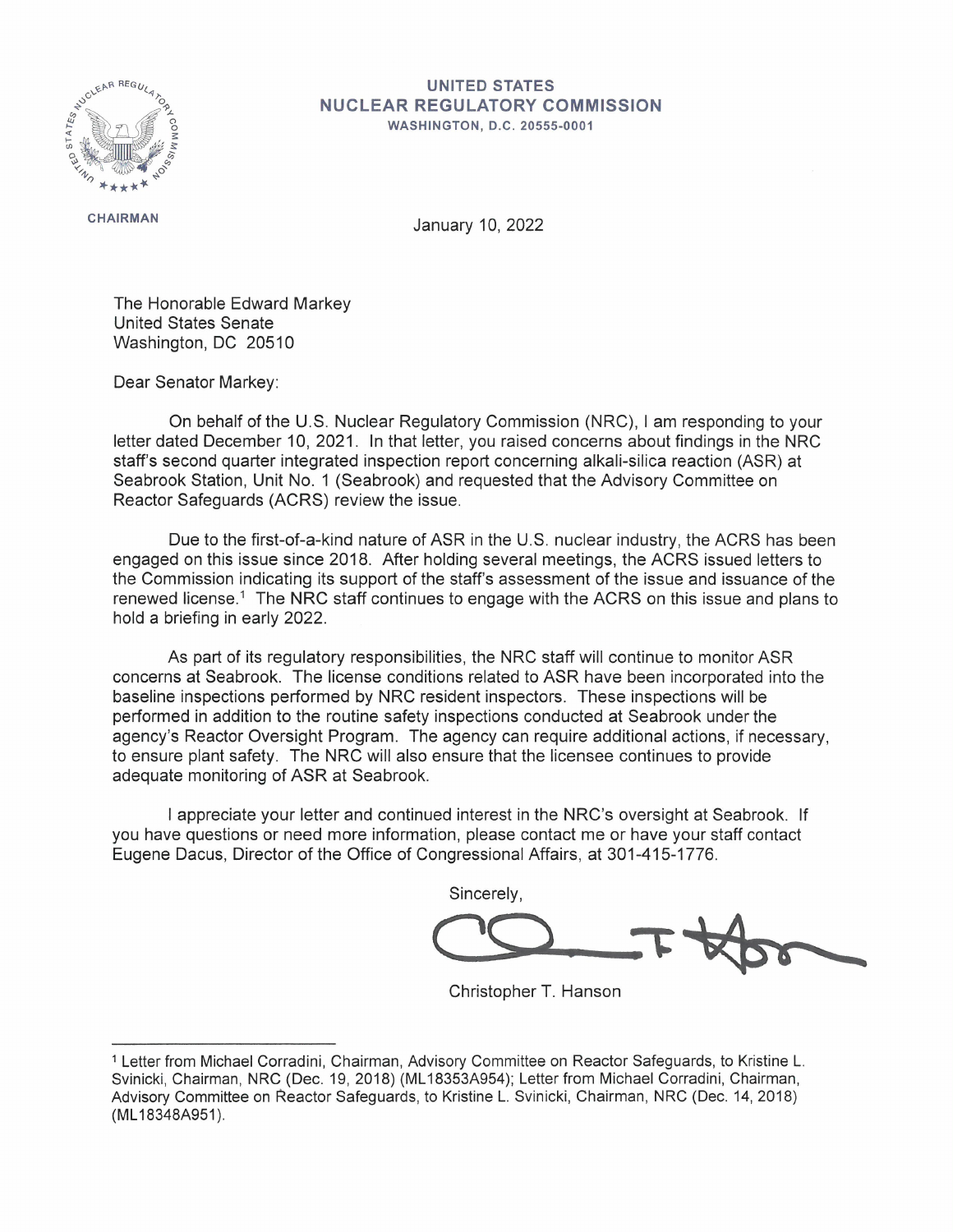**UNITED STATES**
**NUCLEAR REGULATORY COMMISSION**
WASHINGTON, D.C. 20555-0001

CHAIRMAN

January 10, 2022

The Honorable Edward Markey
United States Senate
Washington, DC 20510

Dear Senator Markey:

On behalf of the U.S. Nuclear Regulatory Commission (NRC), I am responding to your letter dated December 10, 2021. In that letter, you raised concerns about findings in the NRC staff's second quarter integrated inspection report concerning alkali-silica reaction (ASR) at Seabrook Station, Unit No. 1 (Seabrook) and requested that the Advisory Committee on Reactor Safeguards (ACRS) review the issue.

Due to the first-of-a-kind nature of ASR in the U.S. nuclear industry, the ACRS has been engaged on this issue since 2018. After holding several meetings, the ACRS issued letters to the Commission indicating its support of the staff's assessment of the issue and issuance of the renewed license.[1] The NRC staff continues to engage with the ACRS on this issue and plans to hold a briefing in early 2022.

As part of its regulatory responsibilities, the NRC staff will continue to monitor ASR concerns at Seabrook. The license conditions related to ASR have been incorporated into the baseline inspections performed by NRC resident inspectors. These inspections will be performed in addition to the routine safety inspections conducted at Seabrook under the agency's Reactor Oversight Program. The agency can require additional actions, if necessary, to ensure plant safety. The NRC will also ensure that the licensee continues to provide adequate monitoring of ASR at Seabrook.

I appreciate your letter and continued interest in the NRC's oversight at Seabrook. If you have questions or need more information, please contact me or have your staff contact Eugene Dacus, Director of the Office of Congressional Affairs, at 301-415-1776.

Sincerely,

Christopher T. Hanson

---

[1] Letter from Michael Corradini, Chairman, Advisory Committee on Reactor Safeguards, to Kristine L. Svinicki, Chairman, NRC (Dec. 19, 2018) (ML18353A954); Letter from Michael Corradini, Chairman, Advisory Committee on Reactor Safeguards, to Kristine L. Svinicki, Chairman, NRC (Dec. 14, 2018) (ML18348A951).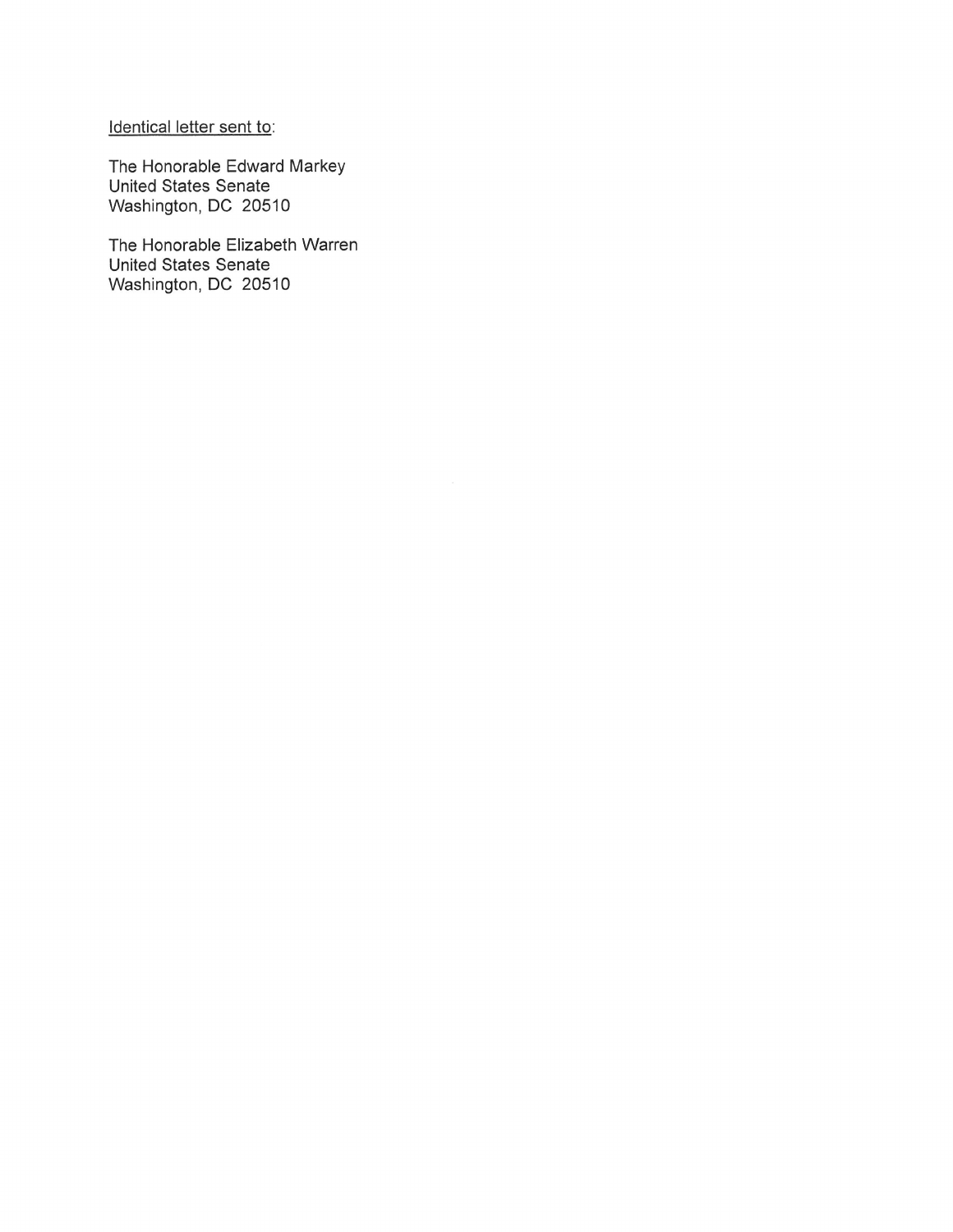<u>Identical letter sent to</u>:

The Honorable Edward Markey
United States Senate
Washington, DC 20510

The Honorable Elizabeth Warren
United States Senate
Washington, DC 20510